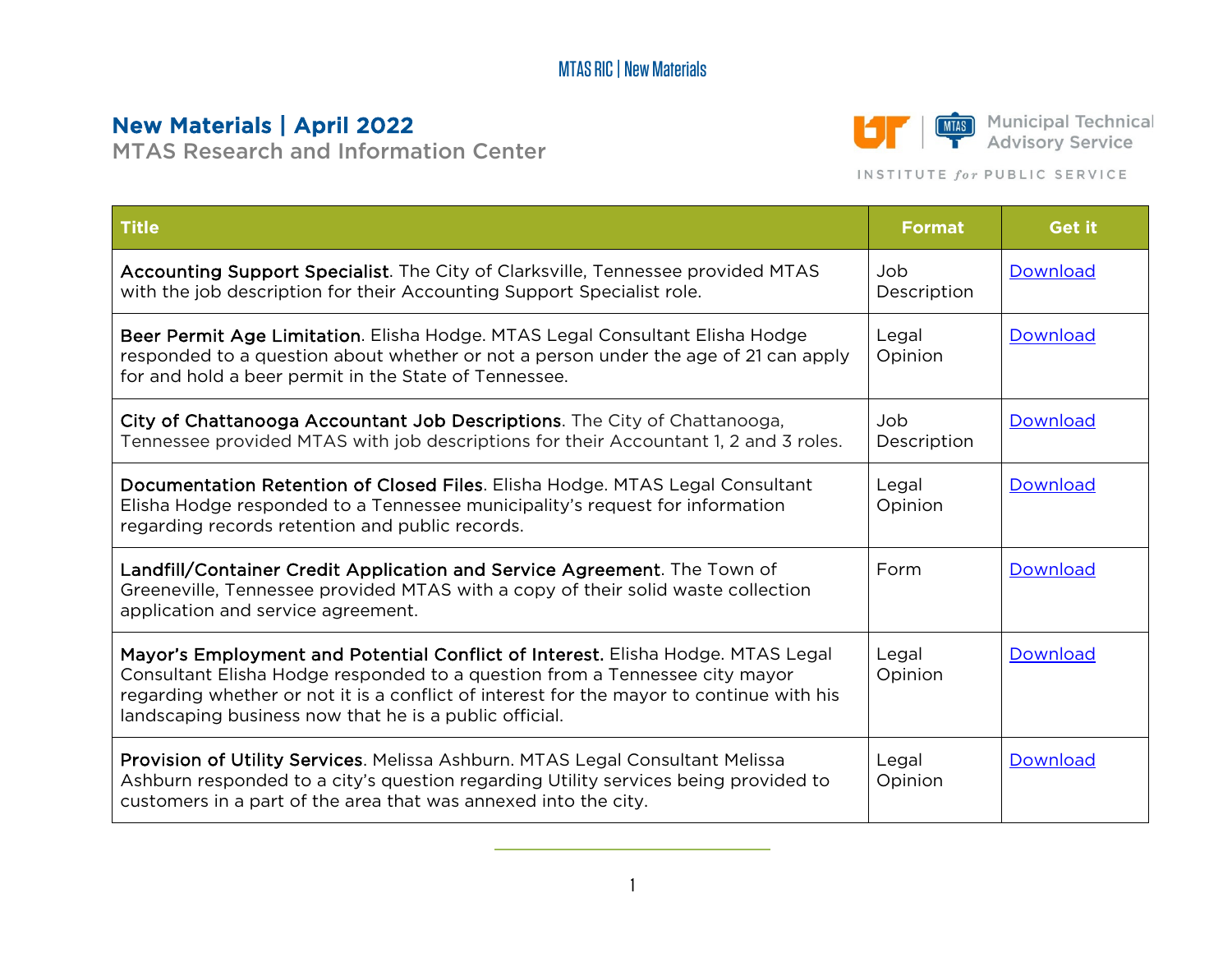# New Materials | April 2022

MTAS Research and Information Center

| Title | Format | Get it |
|---|---|---|
| **Accounting Support Specialist**. The City of Clarksville, Tennessee provided MTAS with the job description for their Accounting Support Specialist role. | Job Description | Download |
| **Beer Permit Age Limitation**. Elisha Hodge. MTAS Legal Consultant Elisha Hodge responded to a question about whether or not a person under the age of 21 can apply for and hold a beer permit in the State of Tennessee. | Legal Opinion | Download |
| **City of Chattanooga Accountant Job Descriptions**. The City of Chattanooga, Tennessee provided MTAS with job descriptions for their Accountant 1, 2 and 3 roles. | Job Description | Download |
| **Documentation Retention of Closed Files**. Elisha Hodge. MTAS Legal Consultant Elisha Hodge responded to a Tennessee municipality's request for information regarding records retention and public records. | Legal Opinion | Download |
| **Landfill/Container Credit Application and Service Agreement**. The Town of Greeneville, Tennessee provided MTAS with a copy of their solid waste collection application and service agreement. | Form | Download |
| **Mayor's Employment and Potential Conflict of Interest.** Elisha Hodge. MTAS Legal Consultant Elisha Hodge responded to a question from a Tennessee city mayor regarding whether or not it is a conflict of interest for the mayor to continue with his landscaping business now that he is a public official. | Legal Opinion | Download |
| **Provision of Utility Services**. Melissa Ashburn. MTAS Legal Consultant Melissa Ashburn responded to a city's question regarding Utility services being provided to customers in a part of the area that was annexed into the city. | Legal Opinion | Download |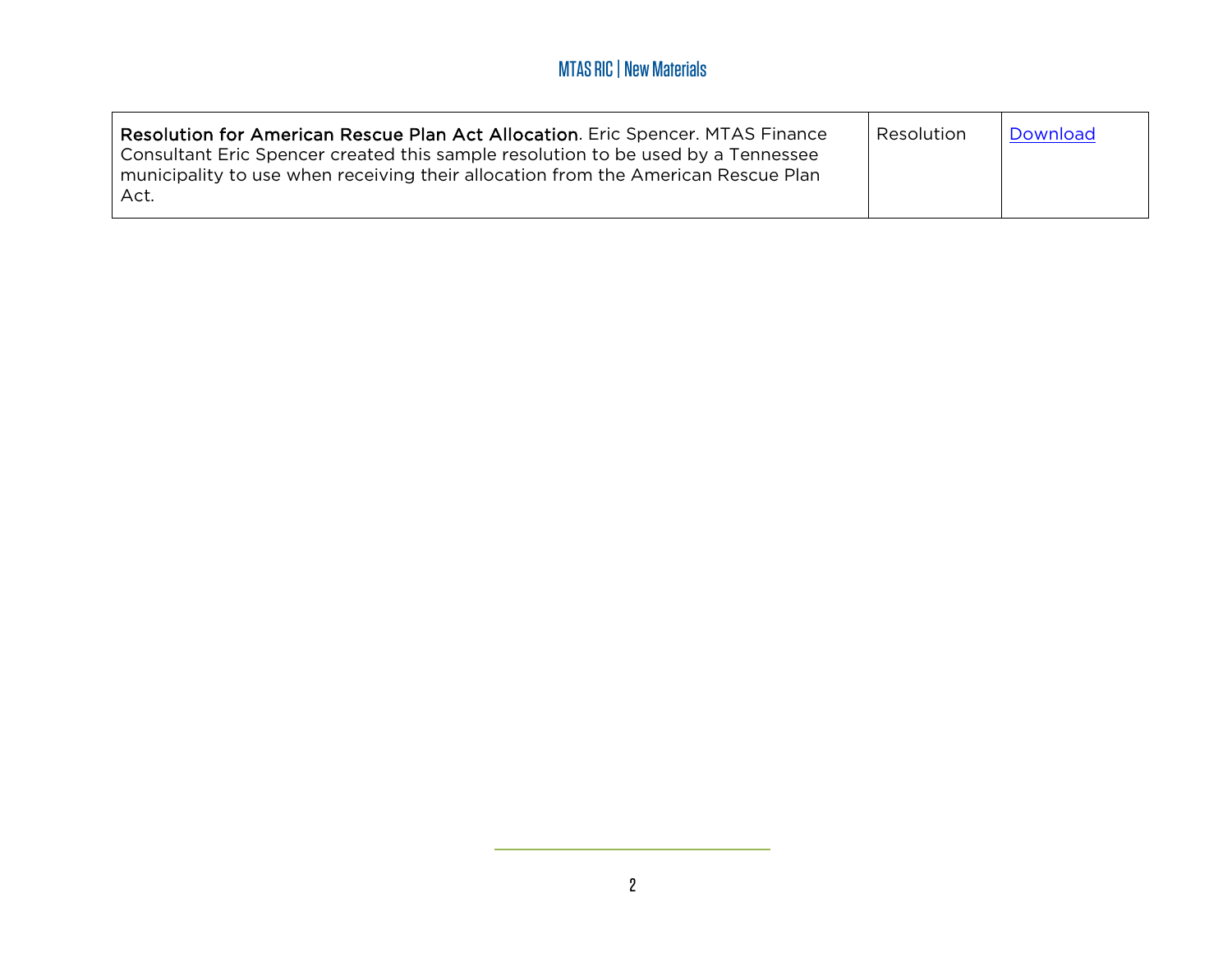| | | |
|---|---|---|
| **Resolution for American Rescue Plan Act Allocation**. Eric Spencer. MTAS Finance Consultant Eric Spencer created this sample resolution to be used by a Tennessee municipality to use when receiving their allocation from the American Rescue Plan Act. | Resolution | Download |